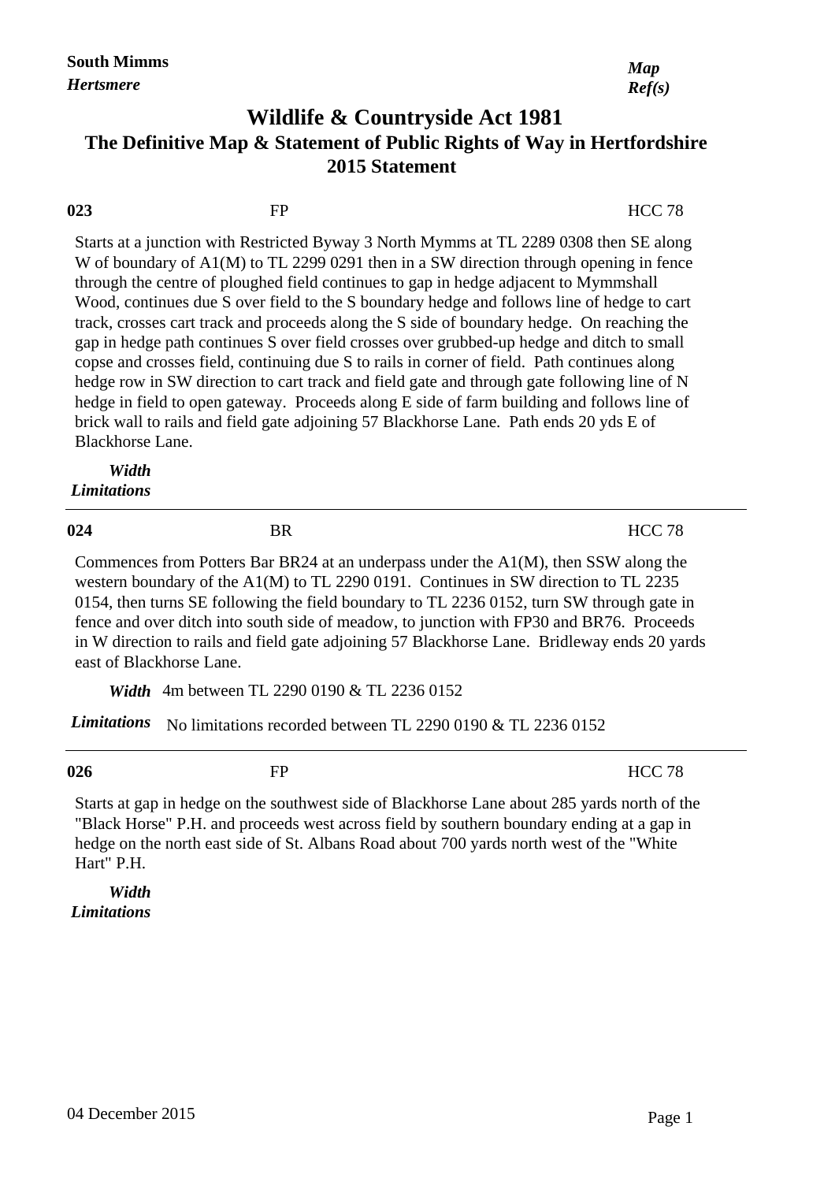**South Mimms**
***Hertsmere***

***Map Ref(s)***

# Wildlife & Countryside Act 1981
## The Definitive Map & Statement of Public Rights of Way in Hertfordshire
## 2015 Statement

**023** FP HCC 78

Starts at a junction with Restricted Byway 3 North Mymms at TL 2289 0308 then SE along W of boundary of A1(M) to TL 2299 0291 then in a SW direction through opening in fence through the centre of ploughed field continues to gap in hedge adjacent to Mymmshall Wood, continues due S over field to the S boundary hedge and follows line of hedge to cart track, crosses cart track and proceeds along the S side of boundary hedge. On reaching the gap in hedge path continues S over field crosses over grubbed-up hedge and ditch to small copse and crosses field, continuing due S to rails in corner of field. Path continues along hedge row in SW direction to cart track and field gate and through gate following line of N hedge in field to open gateway. Proceeds along E side of farm building and follows line of brick wall to rails and field gate adjoining 57 Blackhorse Lane. Path ends 20 yds E of Blackhorse Lane.

***Width***
***Limitations***

---

**024** BR HCC 78

Commences from Potters Bar BR24 at an underpass under the A1(M), then SSW along the western boundary of the A1(M) to TL 2290 0191. Continues in SW direction to TL 2235 0154, then turns SE following the field boundary to TL 2236 0152, turn SW through gate in fence and over ditch into south side of meadow, to junction with FP30 and BR76. Proceeds in W direction to rails and field gate adjoining 57 Blackhorse Lane. Bridleway ends 20 yards east of Blackhorse Lane.

***Width*** 4m between TL 2290 0190 & TL 2236 0152

***Limitations*** No limitations recorded between TL 2290 0190 & TL 2236 0152

---

**026** FP HCC 78

Starts at gap in hedge on the southwest side of Blackhorse Lane about 285 yards north of the "Black Horse" P.H. and proceeds west across field by southern boundary ending at a gap in hedge on the north east side of St. Albans Road about 700 yards north west of the "White Hart" P.H.

***Width***
***Limitations***

04 December 2015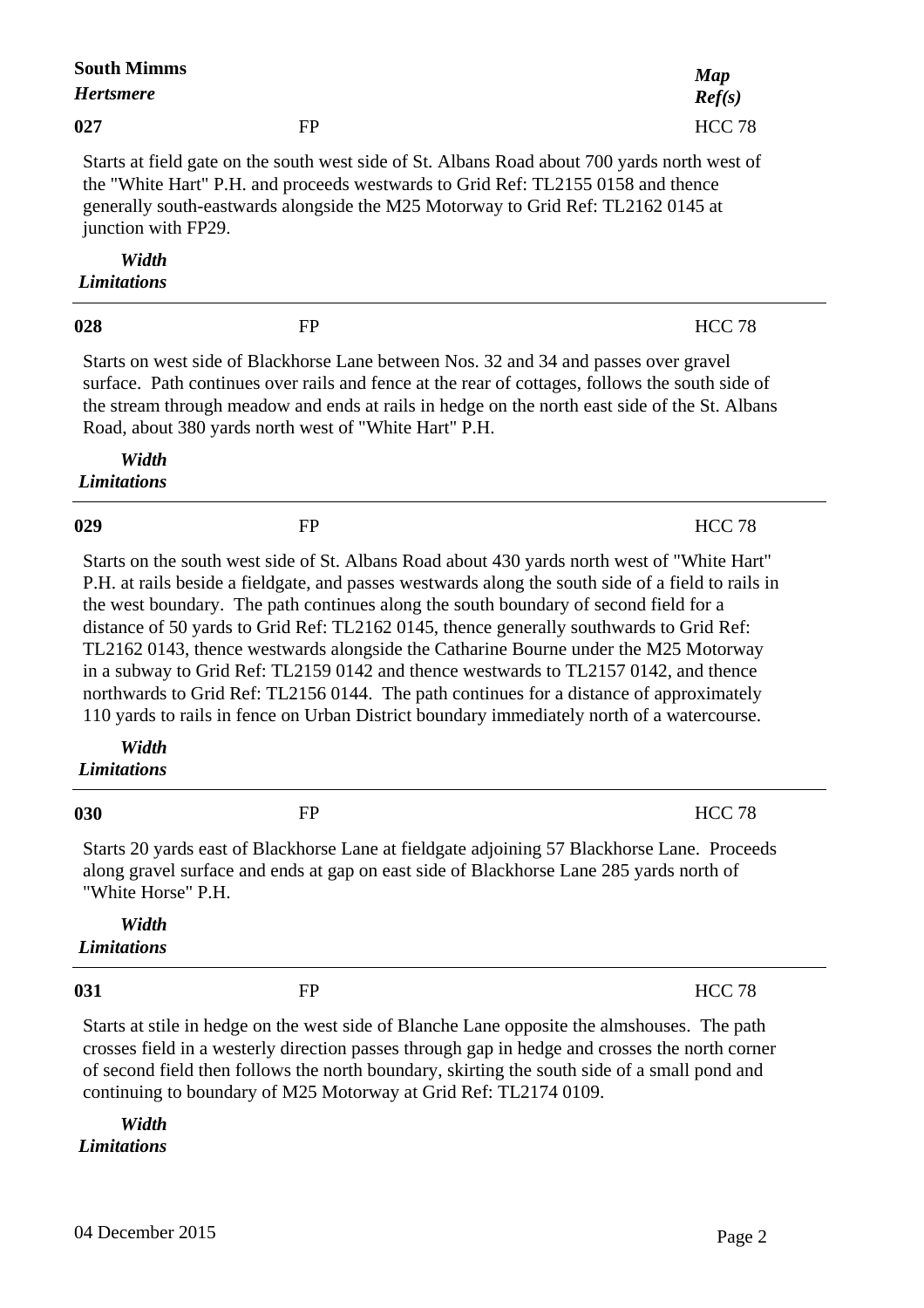**South Mimms**

***Hertsmere***

***Map Ref(s)***

**027** FP HCC 78

Starts at field gate on the south west side of St. Albans Road about 700 yards north west of the "White Hart" P.H. and proceeds westwards to Grid Ref: TL2155 0158 and thence generally south-eastwards alongside the M25 Motorway to Grid Ref: TL2162 0145 at junction with FP29.

***Width Limitations***

---

**028** FP HCC 78

Starts on west side of Blackhorse Lane between Nos. 32 and 34 and passes over gravel surface. Path continues over rails and fence at the rear of cottages, follows the south side of the stream through meadow and ends at rails in hedge on the north east side of the St. Albans Road, about 380 yards north west of "White Hart" P.H.

***Width Limitations***

---

**029** FP HCC 78

Starts on the south west side of St. Albans Road about 430 yards north west of "White Hart" P.H. at rails beside a fieldgate, and passes westwards along the south side of a field to rails in the west boundary. The path continues along the south boundary of second field for a distance of 50 yards to Grid Ref: TL2162 0145, thence generally southwards to Grid Ref: TL2162 0143, thence westwards alongside the Catharine Bourne under the M25 Motorway in a subway to Grid Ref: TL2159 0142 and thence westwards to TL2157 0142, and thence northwards to Grid Ref: TL2156 0144. The path continues for a distance of approximately 110 yards to rails in fence on Urban District boundary immediately north of a watercourse.

***Width Limitations***

---

**030** FP HCC 78

Starts 20 yards east of Blackhorse Lane at fieldgate adjoining 57 Blackhorse Lane. Proceeds along gravel surface and ends at gap on east side of Blackhorse Lane 285 yards north of "White Horse" P.H.

***Width Limitations***

---

**031** FP HCC 78

Starts at stile in hedge on the west side of Blanche Lane opposite the almshouses. The path crosses field in a westerly direction passes through gap in hedge and crosses the north corner of second field then follows the north boundary, skirting the south side of a small pond and continuing to boundary of M25 Motorway at Grid Ref: TL2174 0109.

***Width Limitations***

04 December 2015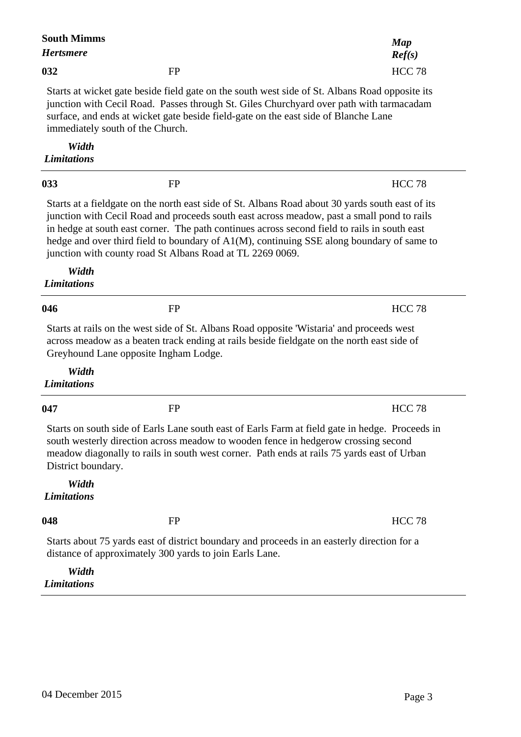**South Mimms**

***Hertsmere***

***Map Ref(s)***

**032** FP HCC 78

Starts at wicket gate beside field gate on the south west side of St. Albans Road opposite its junction with Cecil Road. Passes through St. Giles Churchyard over path with tarmacadam surface, and ends at wicket gate beside field-gate on the east side of Blanche Lane immediately south of the Church.

***Width Limitations***

---

**033** FP HCC 78

Starts at a fieldgate on the north east side of St. Albans Road about 30 yards south east of its junction with Cecil Road and proceeds south east across meadow, past a small pond to rails in hedge at south east corner. The path continues across second field to rails in south east hedge and over third field to boundary of A1(M), continuing SSE along boundary of same to junction with county road St Albans Road at TL 2269 0069.

***Width Limitations***

---

**046** FP HCC 78

Starts at rails on the west side of St. Albans Road opposite 'Wistaria' and proceeds west across meadow as a beaten track ending at rails beside fieldgate on the north east side of Greyhound Lane opposite Ingham Lodge.

***Width Limitations***

---

**047** FP HCC 78

Starts on south side of Earls Lane south east of Earls Farm at field gate in hedge. Proceeds in south westerly direction across meadow to wooden fence in hedgerow crossing second meadow diagonally to rails in south west corner. Path ends at rails 75 yards east of Urban District boundary.

***Width Limitations***

**048** FP HCC 78

Starts about 75 yards east of district boundary and proceeds in an easterly direction for a distance of approximately 300 yards to join Earls Lane.

***Width Limitations***

---

04 December 2015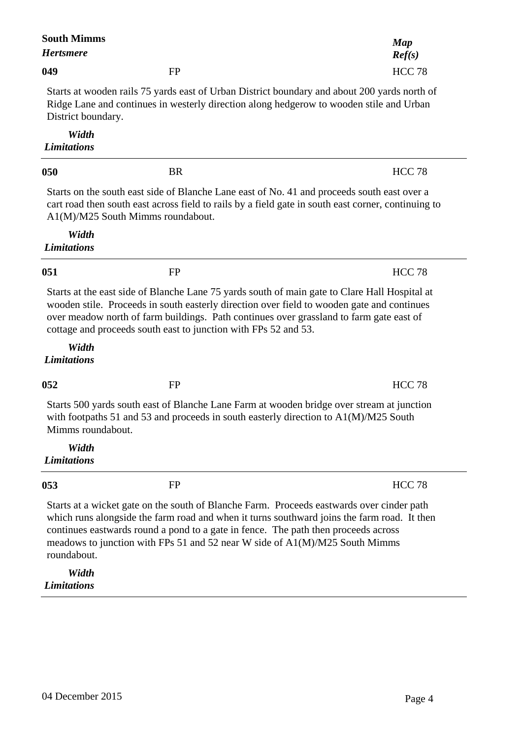**South Mimms**
***Hertsmere***

***Map Ref(s)***

**049** FP HCC 78

Starts at wooden rails 75 yards east of Urban District boundary and about 200 yards north of Ridge Lane and continues in westerly direction along hedgerow to wooden stile and Urban District boundary.

***Width Limitations***

---

**050** BR HCC 78

Starts on the south east side of Blanche Lane east of No. 41 and proceeds south east over a cart road then south east across field to rails by a field gate in south east corner, continuing to A1(M)/M25 South Mimms roundabout.

***Width Limitations***

---

**051** FP HCC 78

Starts at the east side of Blanche Lane 75 yards south of main gate to Clare Hall Hospital at wooden stile. Proceeds in south easterly direction over field to wooden gate and continues over meadow north of farm buildings. Path continues over grassland to farm gate east of cottage and proceeds south east to junction with FPs 52 and 53.

***Width Limitations***

**052** FP HCC 78

Starts 500 yards south east of Blanche Lane Farm at wooden bridge over stream at junction with footpaths 51 and 53 and proceeds in south easterly direction to A1(M)/M25 South Mimms roundabout.

***Width Limitations***

---

**053** FP HCC 78

Starts at a wicket gate on the south of Blanche Farm. Proceeds eastwards over cinder path which runs alongside the farm road and when it turns southward joins the farm road. It then continues eastwards round a pond to a gate in fence. The path then proceeds across meadows to junction with FPs 51 and 52 near W side of A1(M)/M25 South Mimms roundabout.

***Width Limitations***

---

04 December 2015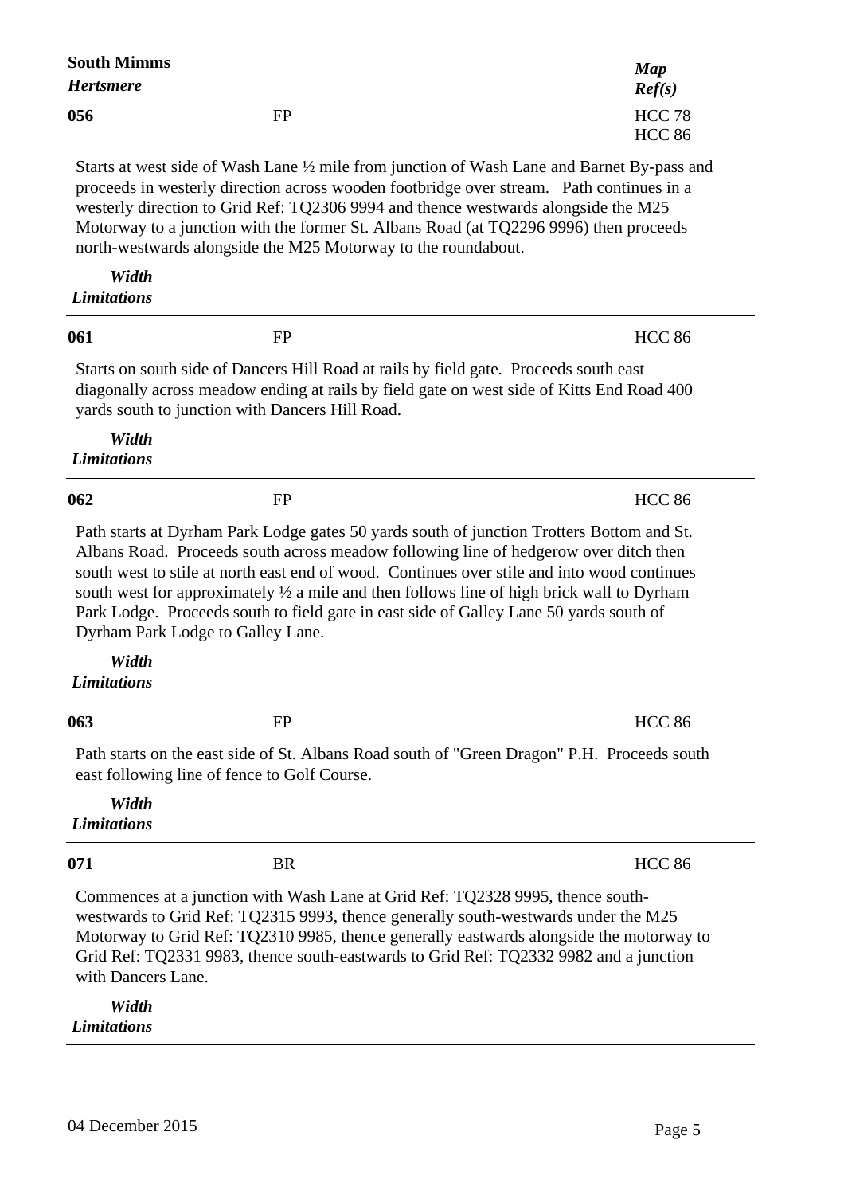**South Mimms**
***Hertsmere***

***Map Ref(s)***

**056** FP HCC 78, HCC 86

Starts at west side of Wash Lane ½ mile from junction of Wash Lane and Barnet By-pass and proceeds in westerly direction across wooden footbridge over stream. Path continues in a westerly direction to Grid Ref: TQ2306 9994 and thence westwards alongside the M25 Motorway to a junction with the former St. Albans Road (at TQ2296 9996) then proceeds north-westwards alongside the M25 Motorway to the roundabout.

***Width Limitations***

---

**061** FP HCC 86

Starts on south side of Dancers Hill Road at rails by field gate. Proceeds south east diagonally across meadow ending at rails by field gate on west side of Kitts End Road 400 yards south to junction with Dancers Hill Road.

***Width Limitations***

---

**062** FP HCC 86

Path starts at Dyrham Park Lodge gates 50 yards south of junction Trotters Bottom and St. Albans Road. Proceeds south across meadow following line of hedgerow over ditch then south west to stile at north east end of wood. Continues over stile and into wood continues south west for approximately ½ a mile and then follows line of high brick wall to Dyrham Park Lodge. Proceeds south to field gate in east side of Galley Lane 50 yards south of Dyrham Park Lodge to Galley Lane.

***Width Limitations***

**063** FP HCC 86

Path starts on the east side of St. Albans Road south of "Green Dragon" P.H. Proceeds south east following line of fence to Golf Course.

***Width Limitations***

---

**071** BR HCC 86

Commences at a junction with Wash Lane at Grid Ref: TQ2328 9995, thence south-westwards to Grid Ref: TQ2315 9993, thence generally south-westwards under the M25 Motorway to Grid Ref: TQ2310 9985, thence generally eastwards alongside the motorway to Grid Ref: TQ2331 9983, thence south-eastwards to Grid Ref: TQ2332 9982 and a junction with Dancers Lane.

***Width Limitations***

---

04 December 2015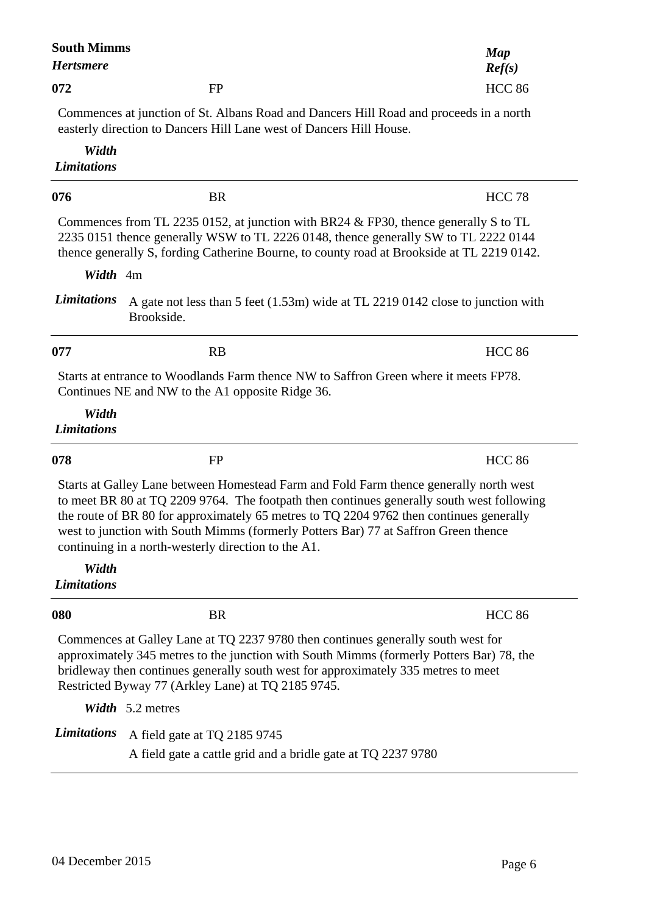**South Mimms**
***Hertsmere***

***Map Ref(s)***

**072** FP HCC 86

Commences at junction of St. Albans Road and Dancers Hill Road and proceeds in a north easterly direction to Dancers Hill Lane west of Dancers Hill House.

***Width***

***Limitations***

---

**076** BR HCC 78

Commences from TL 2235 0152, at junction with BR24 & FP30, thence generally S to TL 2235 0151 thence generally WSW to TL 2226 0148, thence generally SW to TL 2222 0144 thence generally S, fording Catherine Bourne, to county road at Brookside at TL 2219 0142.

***Width*** 4m

***Limitations*** A gate not less than 5 feet (1.53m) wide at TL 2219 0142 close to junction with Brookside.

---

**077** RB HCC 86

Starts at entrance to Woodlands Farm thence NW to Saffron Green where it meets FP78. Continues NE and NW to the A1 opposite Ridge 36.

***Width***

***Limitations***

---

**078** FP HCC 86

Starts at Galley Lane between Homestead Farm and Fold Farm thence generally north west to meet BR 80 at TQ 2209 9764. The footpath then continues generally south west following the route of BR 80 for approximately 65 metres to TQ 2204 9762 then continues generally west to junction with South Mimms (formerly Potters Bar) 77 at Saffron Green thence continuing in a north-westerly direction to the A1.

***Width***

***Limitations***

---

**080** BR HCC 86

Commences at Galley Lane at TQ 2237 9780 then continues generally south west for approximately 345 metres to the junction with South Mimms (formerly Potters Bar) 78, the bridleway then continues generally south west for approximately 335 metres to meet Restricted Byway 77 (Arkley Lane) at TQ 2185 9745.

***Width*** 5.2 metres

***Limitations*** A field gate at TQ 2185 9745

A field gate a cattle grid and a bridle gate at TQ 2237 9780

---

04 December 2015